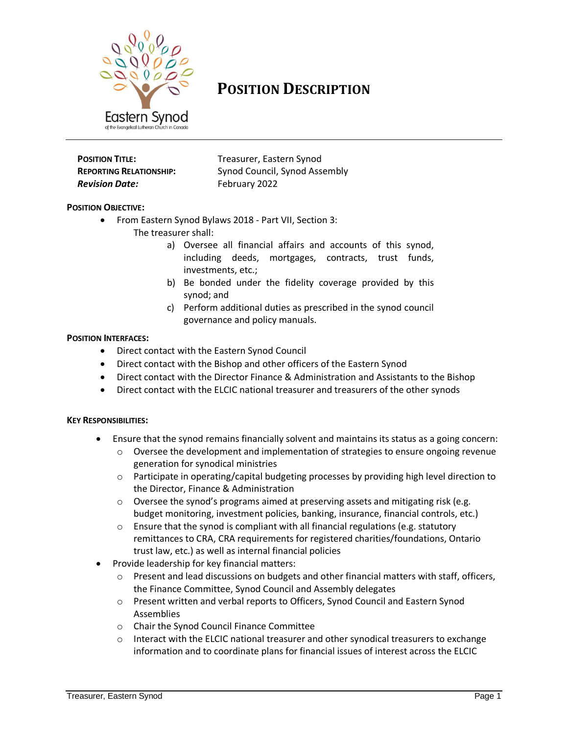Eastern Synod
of the Evangelical Lutheran Church in Canada

# POSITION DESCRIPTION

**POSITION TITLE:** Treasurer, Eastern Synod
**REPORTING RELATIONSHIP:** Synod Council, Synod Assembly
***Revision Date:*** February 2022

**POSITION OBJECTIVE:**

- From Eastern Synod Bylaws 2018 - Part VII, Section 3:
  The treasurer shall:
  a) Oversee all financial affairs and accounts of this synod, including deeds, mortgages, contracts, trust funds, investments, etc.;
  b) Be bonded under the fidelity coverage provided by this synod; and
  c) Perform additional duties as prescribed in the synod council governance and policy manuals.

**POSITION INTERFACES:**

- Direct contact with the Eastern Synod Council
- Direct contact with the Bishop and other officers of the Eastern Synod
- Direct contact with the Director Finance & Administration and Assistants to the Bishop
- Direct contact with the ELCIC national treasurer and treasurers of the other synods

**KEY RESPONSIBILITIES:**

- Ensure that the synod remains financially solvent and maintains its status as a going concern:
  - Oversee the development and implementation of strategies to ensure ongoing revenue generation for synodical ministries
  - Participate in operating/capital budgeting processes by providing high level direction to the Director, Finance & Administration
  - Oversee the synod's programs aimed at preserving assets and mitigating risk (e.g. budget monitoring, investment policies, banking, insurance, financial controls, etc.)
  - Ensure that the synod is compliant with all financial regulations (e.g. statutory remittances to CRA, CRA requirements for registered charities/foundations, Ontario trust law, etc.) as well as internal financial policies
- Provide leadership for key financial matters:
  - Present and lead discussions on budgets and other financial matters with staff, officers, the Finance Committee, Synod Council and Assembly delegates
  - Present written and verbal reports to Officers, Synod Council and Eastern Synod Assemblies
  - Chair the Synod Council Finance Committee
  - Interact with the ELCIC national treasurer and other synodical treasurers to exchange information and to coordinate plans for financial issues of interest across the ELCIC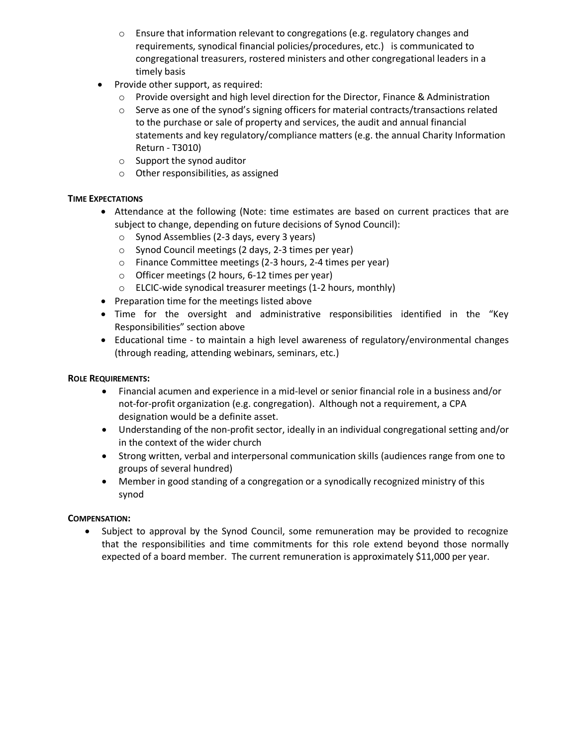- Ensure that information relevant to congregations (e.g. regulatory changes and requirements, synodical financial policies/procedures, etc.) is communicated to congregational treasurers, rostered ministers and other congregational leaders in a timely basis
- Provide other support, as required:
  - Provide oversight and high level direction for the Director, Finance & Administration
  - Serve as one of the synod's signing officers for material contracts/transactions related to the purchase or sale of property and services, the audit and annual financial statements and key regulatory/compliance matters (e.g. the annual Charity Information Return - T3010)
  - Support the synod auditor
  - Other responsibilities, as assigned

**TIME EXPECTATIONS**

- Attendance at the following (Note: time estimates are based on current practices that are subject to change, depending on future decisions of Synod Council):
  - Synod Assemblies (2-3 days, every 3 years)
  - Synod Council meetings (2 days, 2-3 times per year)
  - Finance Committee meetings (2-3 hours, 2-4 times per year)
  - Officer meetings (2 hours, 6-12 times per year)
  - ELCIC-wide synodical treasurer meetings (1-2 hours, monthly)
- Preparation time for the meetings listed above
- Time for the oversight and administrative responsibilities identified in the "Key Responsibilities" section above
- Educational time - to maintain a high level awareness of regulatory/environmental changes (through reading, attending webinars, seminars, etc.)

**ROLE REQUIREMENTS:**

- Financial acumen and experience in a mid-level or senior financial role in a business and/or not-for-profit organization (e.g. congregation). Although not a requirement, a CPA designation would be a definite asset.
- Understanding of the non-profit sector, ideally in an individual congregational setting and/or in the context of the wider church
- Strong written, verbal and interpersonal communication skills (audiences range from one to groups of several hundred)
- Member in good standing of a congregation or a synodically recognized ministry of this synod

**COMPENSATION:**

- Subject to approval by the Synod Council, some remuneration may be provided to recognize that the responsibilities and time commitments for this role extend beyond those normally expected of a board member. The current remuneration is approximately $11,000 per year.